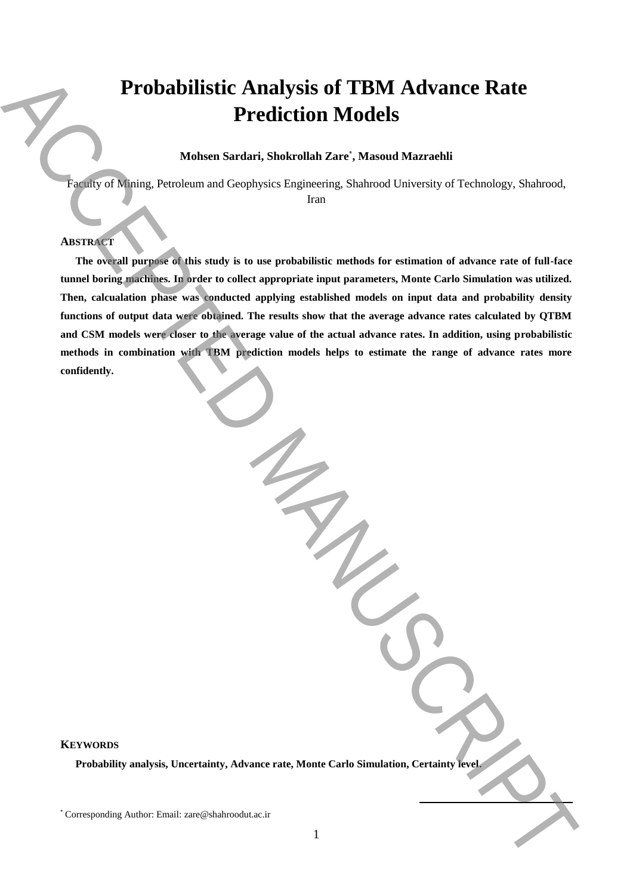# Probabilistic Analysis of TBM Advance Rate Prediction Models

**Mohsen Sardari, Shokrollah Zare[*], Masoud Mazraehli**

Faculty of Mining, Petroleum and Geophysics Engineering, Shahrood University of Technology, Shahrood, Iran

## ABSTRACT

**The overall purpose of this study is to use probabilistic methods for estimation of advance rate of full-face tunnel boring machines. In order to collect appropriate input parameters, Monte Carlo Simulation was utilized. Then, calcualation phase was conducted applying established models on input data and probability density functions of output data were obtained. The results show that the average advance rates calculated by QTBM and CSM models were closer to the average value of the actual advance rates. In addition, using probabilistic methods in combination with TBM prediction models helps to estimate the range of advance rates more confidently.**

## KEYWORDS

**Probability analysis, Uncertainty, Advance rate, Monte Carlo Simulation, Certainty level.**

[*] Corresponding Author: Email: zare@shahroodut.ac.ir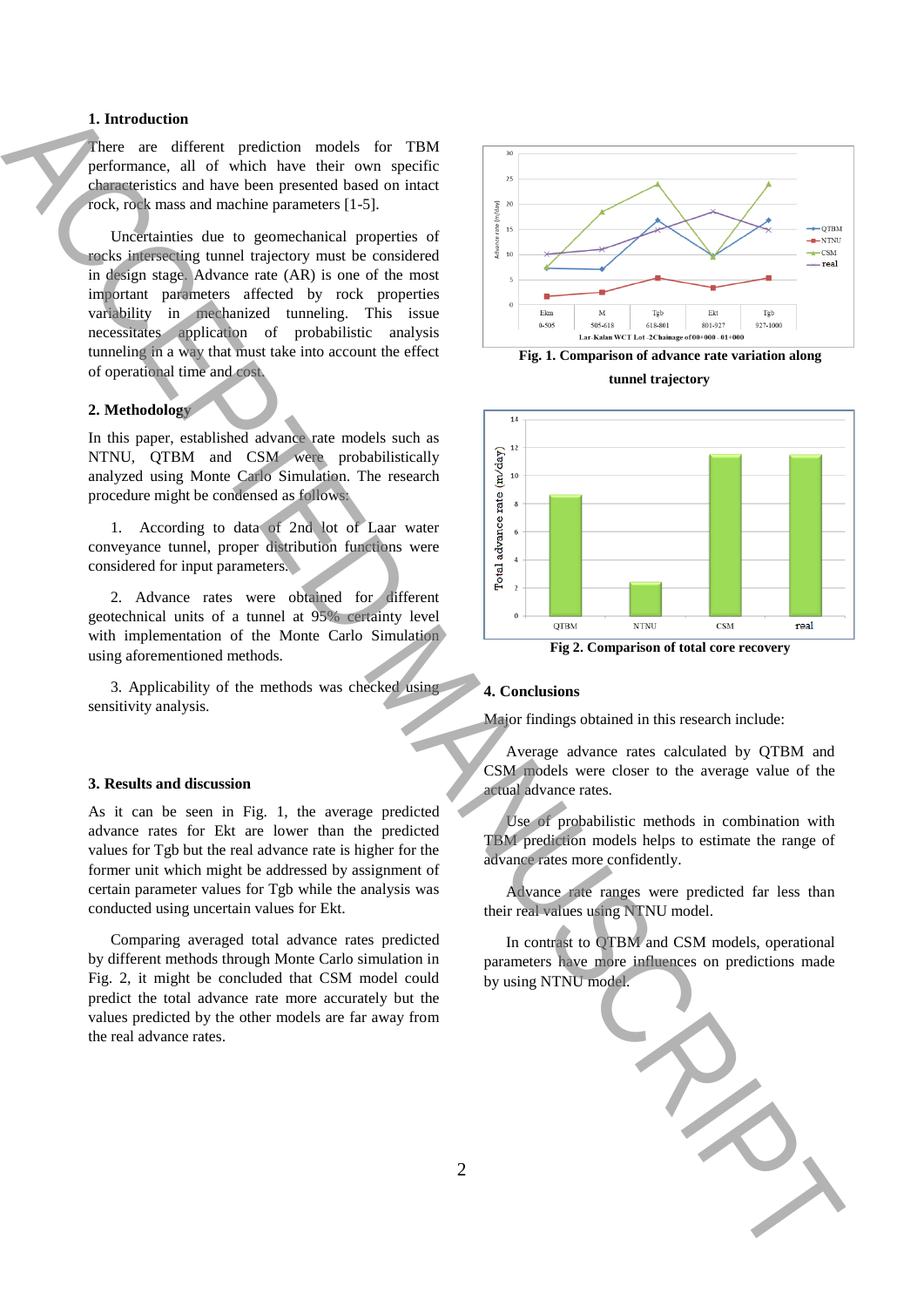## 1. Introduction

There are different prediction models for TBM performance, all of which have their own specific characteristics and have been presented based on intact rock, rock mass and machine parameters [1-5].

Uncertainties due to geomechanical properties of rocks intersecting tunnel trajectory must be considered in design stage. Advance rate (AR) is one of the most important parameters affected by rock properties variability in mechanized tunneling. This issue necessitates application of probabilistic analysis tunneling in a way that must take into account the effect of operational time and cost.

## 2. Methodology

In this paper, established advance rate models such as NTNU, QTBM and CSM were probabilistically analyzed using Monte Carlo Simulation. The research procedure might be condensed as follows:

1. According to data of 2nd lot of Laar water conveyance tunnel, proper distribution functions were considered for input parameters.

2. Advance rates were obtained for different geotechnical units of a tunnel at 95% certainty level with implementation of the Monte Carlo Simulation using aforementioned methods.

3. Applicability of the methods was checked using sensitivity analysis.

## 3. Results and discussion

As it can be seen in Fig. 1, the average predicted advance rates for Ekt are lower than the predicted values for Tgb but the real advance rate is higher for the former unit which might be addressed by assignment of certain parameter values for Tgb while the analysis was conducted using uncertain values for Ekt.

Comparing averaged total advance rates predicted by different methods through Monte Carlo simulation in Fig. 2, it might be concluded that CSM model could predict the total advance rate more accurately but the values predicted by the other models are far away from the real advance rates.

**Fig. 1. Comparison of advance rate variation along tunnel trajectory**

**Fig 2. Comparison of total core recovery**

## 4. Conclusions

Major findings obtained in this research include:

Average advance rates calculated by QTBM and CSM models were closer to the average value of the actual advance rates.

Use of probabilistic methods in combination with TBM prediction models helps to estimate the range of advance rates more confidently.

Advance rate ranges were predicted far less than their real values using NTNU model.

In contrast to QTBM and CSM models, operational parameters have more influences on predictions made by using NTNU model.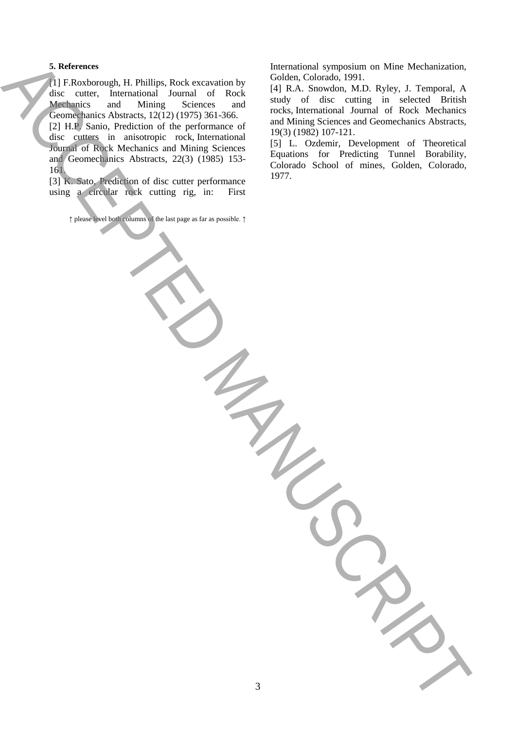### 5. References

[1] F.Roxborough, H. Phillips, Rock excavation by disc cutter, International Journal of Rock Mechanics and Mining Sciences and Geomechanics Abstracts, 12(12) (1975) 361-366.

[2] H.P. Sanio, Prediction of the performance of disc cutters in anisotropic rock, International Journal of Rock Mechanics and Mining Sciences and Geomechanics Abstracts, 22(3) (1985) 153-161.

[3] K. Sato, Prediction of disc cutter performance using a circular rock cutting rig, in: First International symposium on Mine Mechanization, Golden, Colorado, 1991.

[4] R.A. Snowdon, M.D. Ryley, J. Temporal, A study of disc cutting in selected British rocks, International Journal of Rock Mechanics and Mining Sciences and Geomechanics Abstracts, 19(3) (1982) 107-121.

[5] L. Ozdemir, Development of Theoretical Equations for Predicting Tunnel Borability, Colorado School of mines, Golden, Colorado, 1977.

↑ please level both columns of the last page as far as possible. ↑